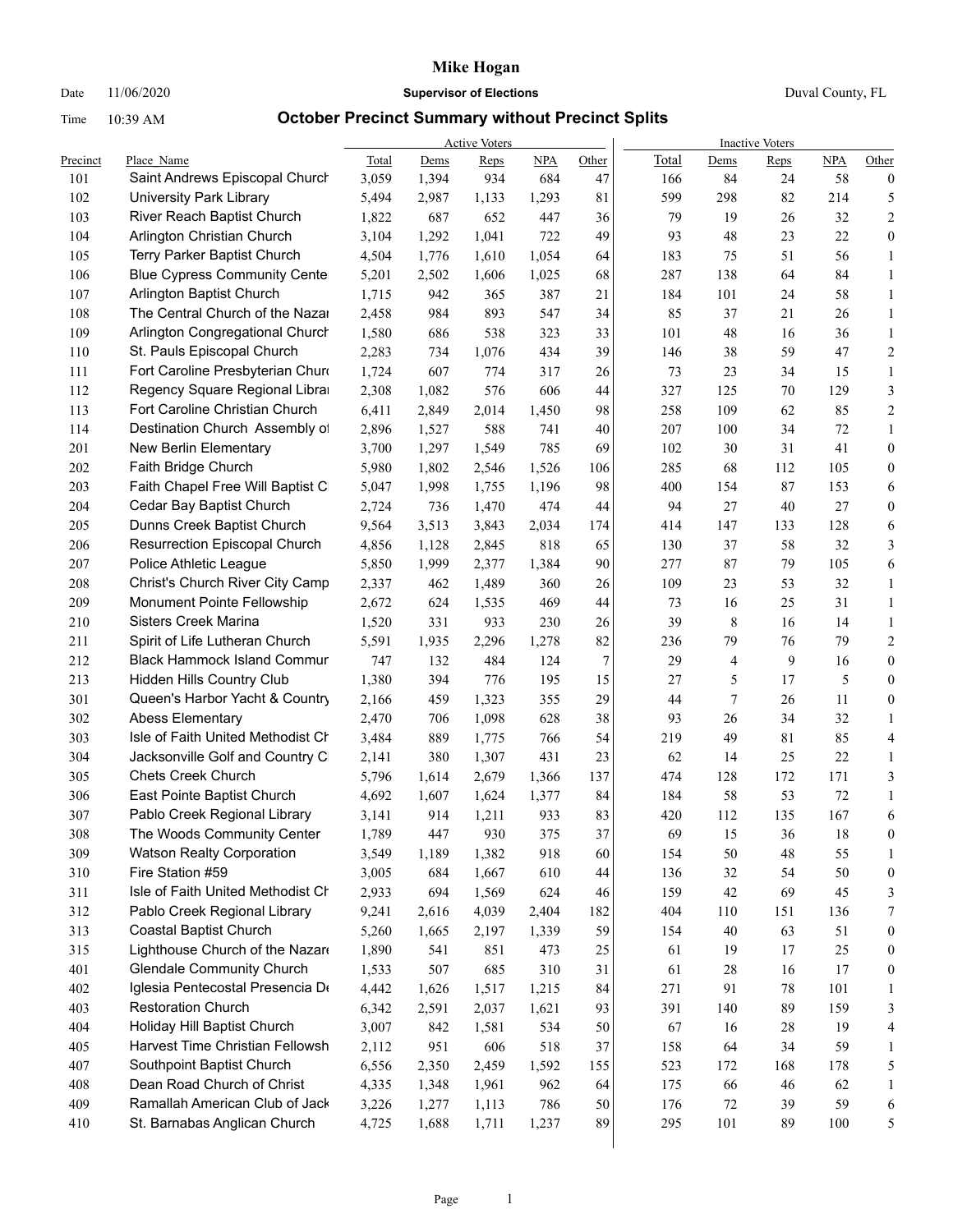# Mike Hogan

Date 11/06/2020 **Supervisor of Elections** Duval County, FL

Time 10:39 AM **October Precinct Summary without Precinct Splits**

| | | Active Voters | | | | | Inactive Voters | | | | |
|---|---|---|---|---|---|---|---|---|---|---|---|
| Precinct | Place_Name | Total | Dems | Reps | NPA | Other | Total | Dems | Reps | NPA | Other |
| 101 | Saint Andrews Episcopal Church | 3,059 | 1,394 | 934 | 684 | 47 | 166 | 84 | 24 | 58 | 0 |
| 102 | University Park Library | 5,494 | 2,987 | 1,133 | 1,293 | 81 | 599 | 298 | 82 | 214 | 5 |
| 103 | River Reach Baptist Church | 1,822 | 687 | 652 | 447 | 36 | 79 | 19 | 26 | 32 | 2 |
| 104 | Arlington Christian Church | 3,104 | 1,292 | 1,041 | 722 | 49 | 93 | 48 | 23 | 22 | 0 |
| 105 | Terry Parker Baptist Church | 4,504 | 1,776 | 1,610 | 1,054 | 64 | 183 | 75 | 51 | 56 | 1 |
| 106 | Blue Cypress Community Cente | 5,201 | 2,502 | 1,606 | 1,025 | 68 | 287 | 138 | 64 | 84 | 1 |
| 107 | Arlington Baptist Church | 1,715 | 942 | 365 | 387 | 21 | 184 | 101 | 24 | 58 | 1 |
| 108 | The Central Church of the Nazar | 2,458 | 984 | 893 | 547 | 34 | 85 | 37 | 21 | 26 | 1 |
| 109 | Arlington Congregational Church | 1,580 | 686 | 538 | 323 | 33 | 101 | 48 | 16 | 36 | 1 |
| 110 | St. Pauls Episcopal Church | 2,283 | 734 | 1,076 | 434 | 39 | 146 | 38 | 59 | 47 | 2 |
| 111 | Fort Caroline Presbyterian Churc | 1,724 | 607 | 774 | 317 | 26 | 73 | 23 | 34 | 15 | 1 |
| 112 | Regency Square Regional Librai | 2,308 | 1,082 | 576 | 606 | 44 | 327 | 125 | 70 | 129 | 3 |
| 113 | Fort Caroline Christian Church | 6,411 | 2,849 | 2,014 | 1,450 | 98 | 258 | 109 | 62 | 85 | 2 |
| 114 | Destination Church Assembly of | 2,896 | 1,527 | 588 | 741 | 40 | 207 | 100 | 34 | 72 | 1 |
| 201 | New Berlin Elementary | 3,700 | 1,297 | 1,549 | 785 | 69 | 102 | 30 | 31 | 41 | 0 |
| 202 | Faith Bridge Church | 5,980 | 1,802 | 2,546 | 1,526 | 106 | 285 | 68 | 112 | 105 | 0 |
| 203 | Faith Chapel Free Will Baptist C | 5,047 | 1,998 | 1,755 | 1,196 | 98 | 400 | 154 | 87 | 153 | 6 |
| 204 | Cedar Bay Baptist Church | 2,724 | 736 | 1,470 | 474 | 44 | 94 | 27 | 40 | 27 | 0 |
| 205 | Dunns Creek Baptist Church | 9,564 | 3,513 | 3,843 | 2,034 | 174 | 414 | 147 | 133 | 128 | 6 |
| 206 | Resurrection Episcopal Church | 4,856 | 1,128 | 2,845 | 818 | 65 | 130 | 37 | 58 | 32 | 3 |
| 207 | Police Athletic League | 5,850 | 1,999 | 2,377 | 1,384 | 90 | 277 | 87 | 79 | 105 | 6 |
| 208 | Christ's Church River City Camp | 2,337 | 462 | 1,489 | 360 | 26 | 109 | 23 | 53 | 32 | 1 |
| 209 | Monument Pointe Fellowship | 2,672 | 624 | 1,535 | 469 | 44 | 73 | 16 | 25 | 31 | 1 |
| 210 | Sisters Creek Marina | 1,520 | 331 | 933 | 230 | 26 | 39 | 8 | 16 | 14 | 1 |
| 211 | Spirit of Life Lutheran Church | 5,591 | 1,935 | 2,296 | 1,278 | 82 | 236 | 79 | 76 | 79 | 2 |
| 212 | Black Hammock Island Commur | 747 | 132 | 484 | 124 | 7 | 29 | 4 | 9 | 16 | 0 |
| 213 | Hidden Hills Country Club | 1,380 | 394 | 776 | 195 | 15 | 27 | 5 | 17 | 5 | 0 |
| 301 | Queen's Harbor Yacht & Country | 2,166 | 459 | 1,323 | 355 | 29 | 44 | 7 | 26 | 11 | 0 |
| 302 | Abess Elementary | 2,470 | 706 | 1,098 | 628 | 38 | 93 | 26 | 34 | 32 | 1 |
| 303 | Isle of Faith United Methodist Ch | 3,484 | 889 | 1,775 | 766 | 54 | 219 | 49 | 81 | 85 | 4 |
| 304 | Jacksonville Golf and Country C | 2,141 | 380 | 1,307 | 431 | 23 | 62 | 14 | 25 | 22 | 1 |
| 305 | Chets Creek Church | 5,796 | 1,614 | 2,679 | 1,366 | 137 | 474 | 128 | 172 | 171 | 3 |
| 306 | East Pointe Baptist Church | 4,692 | 1,607 | 1,624 | 1,377 | 84 | 184 | 58 | 53 | 72 | 1 |
| 307 | Pablo Creek Regional Library | 3,141 | 914 | 1,211 | 933 | 83 | 420 | 112 | 135 | 167 | 6 |
| 308 | The Woods Community Center | 1,789 | 447 | 930 | 375 | 37 | 69 | 15 | 36 | 18 | 0 |
| 309 | Watson Realty Corporation | 3,549 | 1,189 | 1,382 | 918 | 60 | 154 | 50 | 48 | 55 | 1 |
| 310 | Fire Station #59 | 3,005 | 684 | 1,667 | 610 | 44 | 136 | 32 | 54 | 50 | 0 |
| 311 | Isle of Faith United Methodist Ch | 2,933 | 694 | 1,569 | 624 | 46 | 159 | 42 | 69 | 45 | 3 |
| 312 | Pablo Creek Regional Library | 9,241 | 2,616 | 4,039 | 2,404 | 182 | 404 | 110 | 151 | 136 | 7 |
| 313 | Coastal Baptist Church | 5,260 | 1,665 | 2,197 | 1,339 | 59 | 154 | 40 | 63 | 51 | 0 |
| 315 | Lighthouse Church of the Nazare | 1,890 | 541 | 851 | 473 | 25 | 61 | 19 | 17 | 25 | 0 |
| 401 | Glendale Community Church | 1,533 | 507 | 685 | 310 | 31 | 61 | 28 | 16 | 17 | 0 |
| 402 | Iglesia Pentecostal Presencia De | 4,442 | 1,626 | 1,517 | 1,215 | 84 | 271 | 91 | 78 | 101 | 1 |
| 403 | Restoration Church | 6,342 | 2,591 | 2,037 | 1,621 | 93 | 391 | 140 | 89 | 159 | 3 |
| 404 | Holiday Hill Baptist Church | 3,007 | 842 | 1,581 | 534 | 50 | 67 | 16 | 28 | 19 | 4 |
| 405 | Harvest Time Christian Fellowsh | 2,112 | 951 | 606 | 518 | 37 | 158 | 64 | 34 | 59 | 1 |
| 407 | Southpoint Baptist Church | 6,556 | 2,350 | 2,459 | 1,592 | 155 | 523 | 172 | 168 | 178 | 5 |
| 408 | Dean Road Church of Christ | 4,335 | 1,348 | 1,961 | 962 | 64 | 175 | 66 | 46 | 62 | 1 |
| 409 | Ramallah American Club of Jack | 3,226 | 1,277 | 1,113 | 786 | 50 | 176 | 72 | 39 | 59 | 6 |
| 410 | St. Barnabas Anglican Church | 4,725 | 1,688 | 1,711 | 1,237 | 89 | 295 | 101 | 89 | 100 | 5 |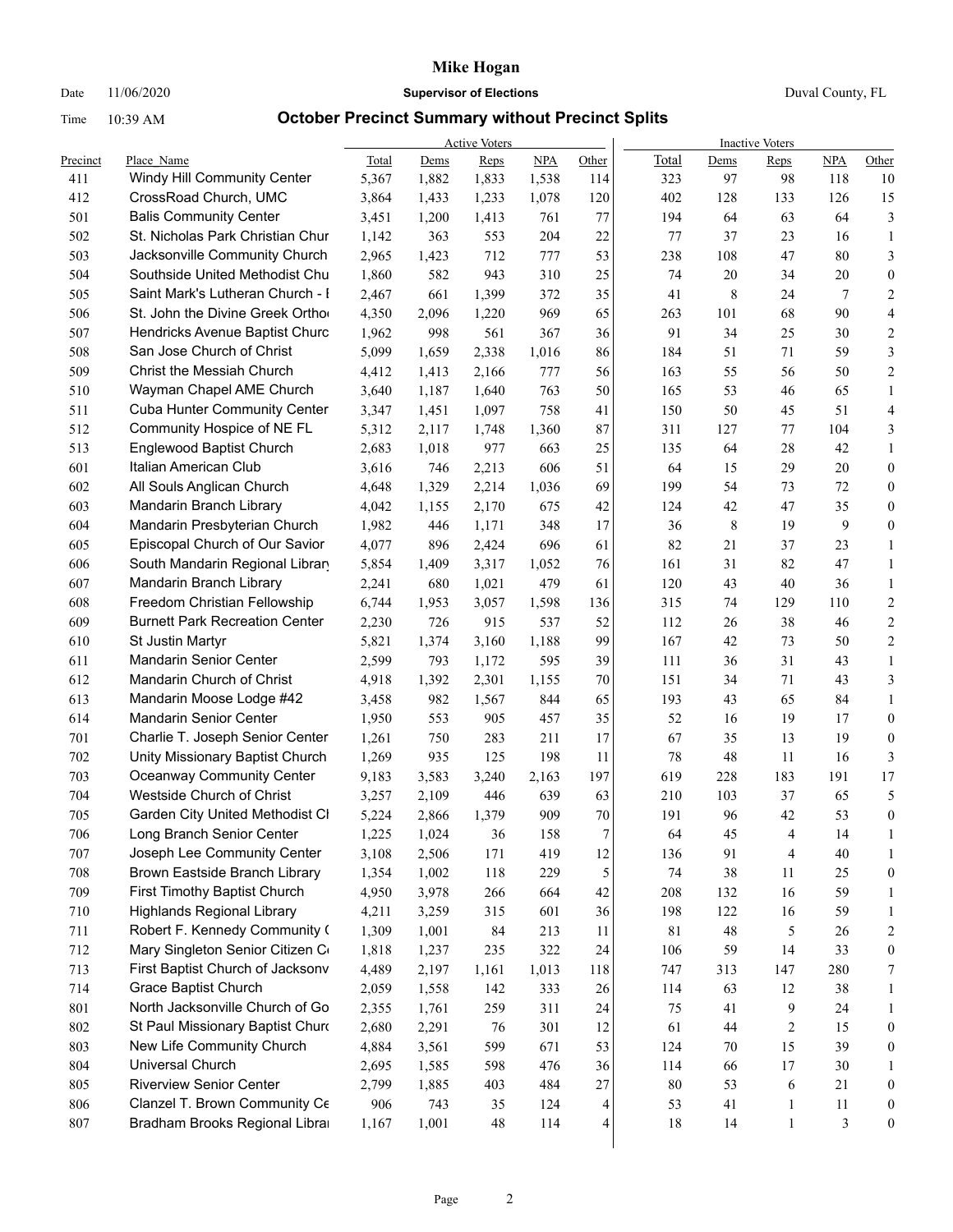# Mike Hogan

Date 11/06/2020 **Supervisor of Elections** Duval County, FL

Time 10:39 AM **October Precinct Summary without Precinct Splits**

| | | Active Voters | | | | | Inactive Voters | | | | |
|---|---|---|---|---|---|---|---|---|---|---|---|
| Precinct | Place_Name | Total | Dems | Reps | NPA | Other | Total | Dems | Reps | NPA | Other |
| 411 | Windy Hill Community Center | 5,367 | 1,882 | 1,833 | 1,538 | 114 | 323 | 97 | 98 | 118 | 10 |
| 412 | CrossRoad Church, UMC | 3,864 | 1,433 | 1,233 | 1,078 | 120 | 402 | 128 | 133 | 126 | 15 |
| 501 | Balis Community Center | 3,451 | 1,200 | 1,413 | 761 | 77 | 194 | 64 | 63 | 64 | 3 |
| 502 | St. Nicholas Park Christian Chur | 1,142 | 363 | 553 | 204 | 22 | 77 | 37 | 23 | 16 | 1 |
| 503 | Jacksonville Community Church | 2,965 | 1,423 | 712 | 777 | 53 | 238 | 108 | 47 | 80 | 3 |
| 504 | Southside United Methodist Chu | 1,860 | 582 | 943 | 310 | 25 | 74 | 20 | 34 | 20 | 0 |
| 505 | Saint Mark's Lutheran Church - I | 2,467 | 661 | 1,399 | 372 | 35 | 41 | 8 | 24 | 7 | 2 |
| 506 | St. John the Divine Greek Ortho | 4,350 | 2,096 | 1,220 | 969 | 65 | 263 | 101 | 68 | 90 | 4 |
| 507 | Hendricks Avenue Baptist Churc | 1,962 | 998 | 561 | 367 | 36 | 91 | 34 | 25 | 30 | 2 |
| 508 | San Jose Church of Christ | 5,099 | 1,659 | 2,338 | 1,016 | 86 | 184 | 51 | 71 | 59 | 3 |
| 509 | Christ the Messiah Church | 4,412 | 1,413 | 2,166 | 777 | 56 | 163 | 55 | 56 | 50 | 2 |
| 510 | Wayman Chapel AME Church | 3,640 | 1,187 | 1,640 | 763 | 50 | 165 | 53 | 46 | 65 | 1 |
| 511 | Cuba Hunter Community Center | 3,347 | 1,451 | 1,097 | 758 | 41 | 150 | 50 | 45 | 51 | 4 |
| 512 | Community Hospice of NE FL | 5,312 | 2,117 | 1,748 | 1,360 | 87 | 311 | 127 | 77 | 104 | 3 |
| 513 | Englewood Baptist Church | 2,683 | 1,018 | 977 | 663 | 25 | 135 | 64 | 28 | 42 | 1 |
| 601 | Italian American Club | 3,616 | 746 | 2,213 | 606 | 51 | 64 | 15 | 29 | 20 | 0 |
| 602 | All Souls Anglican Church | 4,648 | 1,329 | 2,214 | 1,036 | 69 | 199 | 54 | 73 | 72 | 0 |
| 603 | Mandarin Branch Library | 4,042 | 1,155 | 2,170 | 675 | 42 | 124 | 42 | 47 | 35 | 0 |
| 604 | Mandarin Presbyterian Church | 1,982 | 446 | 1,171 | 348 | 17 | 36 | 8 | 19 | 9 | 0 |
| 605 | Episcopal Church of Our Savior | 4,077 | 896 | 2,424 | 696 | 61 | 82 | 21 | 37 | 23 | 1 |
| 606 | South Mandarin Regional Library | 5,854 | 1,409 | 3,317 | 1,052 | 76 | 161 | 31 | 82 | 47 | 1 |
| 607 | Mandarin Branch Library | 2,241 | 680 | 1,021 | 479 | 61 | 120 | 43 | 40 | 36 | 1 |
| 608 | Freedom Christian Fellowship | 6,744 | 1,953 | 3,057 | 1,598 | 136 | 315 | 74 | 129 | 110 | 2 |
| 609 | Burnett Park Recreation Center | 2,230 | 726 | 915 | 537 | 52 | 112 | 26 | 38 | 46 | 2 |
| 610 | St Justin Martyr | 5,821 | 1,374 | 3,160 | 1,188 | 99 | 167 | 42 | 73 | 50 | 2 |
| 611 | Mandarin Senior Center | 2,599 | 793 | 1,172 | 595 | 39 | 111 | 36 | 31 | 43 | 1 |
| 612 | Mandarin Church of Christ | 4,918 | 1,392 | 2,301 | 1,155 | 70 | 151 | 34 | 71 | 43 | 3 |
| 613 | Mandarin Moose Lodge #42 | 3,458 | 982 | 1,567 | 844 | 65 | 193 | 43 | 65 | 84 | 1 |
| 614 | Mandarin Senior Center | 1,950 | 553 | 905 | 457 | 35 | 52 | 16 | 19 | 17 | 0 |
| 701 | Charlie T. Joseph Senior Center | 1,261 | 750 | 283 | 211 | 17 | 67 | 35 | 13 | 19 | 0 |
| 702 | Unity Missionary Baptist Church | 1,269 | 935 | 125 | 198 | 11 | 78 | 48 | 11 | 16 | 3 |
| 703 | Oceanway Community Center | 9,183 | 3,583 | 3,240 | 2,163 | 197 | 619 | 228 | 183 | 191 | 17 |
| 704 | Westside Church of Christ | 3,257 | 2,109 | 446 | 639 | 63 | 210 | 103 | 37 | 65 | 5 |
| 705 | Garden City United Methodist Cl | 5,224 | 2,866 | 1,379 | 909 | 70 | 191 | 96 | 42 | 53 | 0 |
| 706 | Long Branch Senior Center | 1,225 | 1,024 | 36 | 158 | 7 | 64 | 45 | 4 | 14 | 1 |
| 707 | Joseph Lee Community Center | 3,108 | 2,506 | 171 | 419 | 12 | 136 | 91 | 4 | 40 | 1 |
| 708 | Brown Eastside Branch Library | 1,354 | 1,002 | 118 | 229 | 5 | 74 | 38 | 11 | 25 | 0 |
| 709 | First Timothy Baptist Church | 4,950 | 3,978 | 266 | 664 | 42 | 208 | 132 | 16 | 59 | 1 |
| 710 | Highlands Regional Library | 4,211 | 3,259 | 315 | 601 | 36 | 198 | 122 | 16 | 59 | 1 |
| 711 | Robert F. Kennedy Community ( | 1,309 | 1,001 | 84 | 213 | 11 | 81 | 48 | 5 | 26 | 2 |
| 712 | Mary Singleton Senior Citizen C | 1,818 | 1,237 | 235 | 322 | 24 | 106 | 59 | 14 | 33 | 0 |
| 713 | First Baptist Church of Jacksonv | 4,489 | 2,197 | 1,161 | 1,013 | 118 | 747 | 313 | 147 | 280 | 7 |
| 714 | Grace Baptist Church | 2,059 | 1,558 | 142 | 333 | 26 | 114 | 63 | 12 | 38 | 1 |
| 801 | North Jacksonville Church of Go | 2,355 | 1,761 | 259 | 311 | 24 | 75 | 41 | 9 | 24 | 1 |
| 802 | St Paul Missionary Baptist Churc | 2,680 | 2,291 | 76 | 301 | 12 | 61 | 44 | 2 | 15 | 0 |
| 803 | New Life Community Church | 4,884 | 3,561 | 599 | 671 | 53 | 124 | 70 | 15 | 39 | 0 |
| 804 | Universal Church | 2,695 | 1,585 | 598 | 476 | 36 | 114 | 66 | 17 | 30 | 1 |
| 805 | Riverview Senior Center | 2,799 | 1,885 | 403 | 484 | 27 | 80 | 53 | 6 | 21 | 0 |
| 806 | Clanzel T. Brown Community Ce | 906 | 743 | 35 | 124 | 4 | 53 | 41 | 1 | 11 | 0 |
| 807 | Bradham Brooks Regional Librai | 1,167 | 1,001 | 48 | 114 | 4 | 18 | 14 | 1 | 3 | 0 |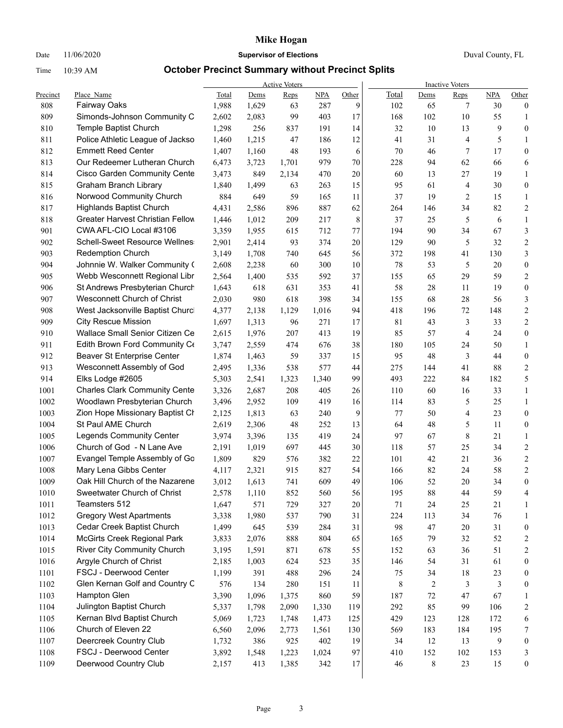# Mike Hogan

Date 11/06/2020 **Supervisor of Elections** Duval County, FL

Time 10:39 AM **October Precinct Summary without Precinct Splits**

| | | Active Voters | | | | | Inactive Voters | | | | |
|---|---|---|---|---|---|---|---|---|---|---|---|
| Precinct | Place_Name | Total | Dems | Reps | NPA | Other | Total | Dems | Reps | NPA | Other |
| 808 | Fairway Oaks | 1,988 | 1,629 | 63 | 287 | 9 | 102 | 65 | 7 | 30 | 0 |
| 809 | Simonds-Johnson Community C | 2,602 | 2,083 | 99 | 403 | 17 | 168 | 102 | 10 | 55 | 1 |
| 810 | Temple Baptist Church | 1,298 | 256 | 837 | 191 | 14 | 32 | 10 | 13 | 9 | 0 |
| 811 | Police Athletic League of Jackso | 1,460 | 1,215 | 47 | 186 | 12 | 41 | 31 | 4 | 5 | 1 |
| 812 | Emmett Reed Center | 1,407 | 1,160 | 48 | 193 | 6 | 70 | 46 | 7 | 17 | 0 |
| 813 | Our Redeemer Lutheran Church | 6,473 | 3,723 | 1,701 | 979 | 70 | 228 | 94 | 62 | 66 | 6 |
| 814 | Cisco Garden Community Cente | 3,473 | 849 | 2,134 | 470 | 20 | 60 | 13 | 27 | 19 | 1 |
| 815 | Graham Branch Library | 1,840 | 1,499 | 63 | 263 | 15 | 95 | 61 | 4 | 30 | 0 |
| 816 | Norwood Community Church | 884 | 649 | 59 | 165 | 11 | 37 | 19 | 2 | 15 | 1 |
| 817 | Highlands Baptist Church | 4,431 | 2,586 | 896 | 887 | 62 | 264 | 146 | 34 | 82 | 2 |
| 818 | Greater Harvest Christian Fellow | 1,446 | 1,012 | 209 | 217 | 8 | 37 | 25 | 5 | 6 | 1 |
| 901 | CWA AFL-CIO Local #3106 | 3,359 | 1,955 | 615 | 712 | 77 | 194 | 90 | 34 | 67 | 3 |
| 902 | Schell-Sweet Resource Wellnes | 2,901 | 2,414 | 93 | 374 | 20 | 129 | 90 | 5 | 32 | 2 |
| 903 | Redemption Church | 3,149 | 1,708 | 740 | 645 | 56 | 372 | 198 | 41 | 130 | 3 |
| 904 | Johnnie W. Walker Community ( | 2,608 | 2,238 | 60 | 300 | 10 | 78 | 53 | 5 | 20 | 0 |
| 905 | Webb Wesconnett Regional Libr | 2,564 | 1,400 | 535 | 592 | 37 | 155 | 65 | 29 | 59 | 2 |
| 906 | St Andrews Presbyterian Church | 1,643 | 618 | 631 | 353 | 41 | 58 | 28 | 11 | 19 | 0 |
| 907 | Wesconnett Church of Christ | 2,030 | 980 | 618 | 398 | 34 | 155 | 68 | 28 | 56 | 3 |
| 908 | West Jacksonville Baptist Churc | 4,377 | 2,138 | 1,129 | 1,016 | 94 | 418 | 196 | 72 | 148 | 2 |
| 909 | City Rescue Mission | 1,697 | 1,313 | 96 | 271 | 17 | 81 | 43 | 3 | 33 | 2 |
| 910 | Wallace Small Senior Citizen Ce | 2,615 | 1,976 | 207 | 413 | 19 | 85 | 57 | 4 | 24 | 0 |
| 911 | Edith Brown Ford Community Ce | 3,747 | 2,559 | 474 | 676 | 38 | 180 | 105 | 24 | 50 | 1 |
| 912 | Beaver St Enterprise Center | 1,874 | 1,463 | 59 | 337 | 15 | 95 | 48 | 3 | 44 | 0 |
| 913 | Wesconnett Assembly of God | 2,495 | 1,336 | 538 | 577 | 44 | 275 | 144 | 41 | 88 | 2 |
| 914 | Elks Lodge #2605 | 5,303 | 2,541 | 1,323 | 1,340 | 99 | 493 | 222 | 84 | 182 | 5 |
| 1001 | Charles Clark Community Cente | 3,326 | 2,687 | 208 | 405 | 26 | 110 | 60 | 16 | 33 | 1 |
| 1002 | Woodlawn Presbyterian Church | 3,496 | 2,952 | 109 | 419 | 16 | 114 | 83 | 5 | 25 | 1 |
| 1003 | Zion Hope Missionary Baptist Ch | 2,125 | 1,813 | 63 | 240 | 9 | 77 | 50 | 4 | 23 | 0 |
| 1004 | St Paul AME Church | 2,619 | 2,306 | 48 | 252 | 13 | 64 | 48 | 5 | 11 | 0 |
| 1005 | Legends Community Center | 3,974 | 3,396 | 135 | 419 | 24 | 97 | 67 | 8 | 21 | 1 |
| 1006 | Church of God - N Lane Ave | 2,191 | 1,019 | 697 | 445 | 30 | 118 | 57 | 25 | 34 | 2 |
| 1007 | Evangel Temple Assembly of Go | 1,809 | 829 | 576 | 382 | 22 | 101 | 42 | 21 | 36 | 2 |
| 1008 | Mary Lena Gibbs Center | 4,117 | 2,321 | 915 | 827 | 54 | 166 | 82 | 24 | 58 | 2 |
| 1009 | Oak Hill Church of the Nazarene | 3,012 | 1,613 | 741 | 609 | 49 | 106 | 52 | 20 | 34 | 0 |
| 1010 | Sweetwater Church of Christ | 2,578 | 1,110 | 852 | 560 | 56 | 195 | 88 | 44 | 59 | 4 |
| 1011 | Teamsters 512 | 1,647 | 571 | 729 | 327 | 20 | 71 | 24 | 25 | 21 | 1 |
| 1012 | Gregory West Apartments | 3,338 | 1,980 | 537 | 790 | 31 | 224 | 113 | 34 | 76 | 1 |
| 1013 | Cedar Creek Baptist Church | 1,499 | 645 | 539 | 284 | 31 | 98 | 47 | 20 | 31 | 0 |
| 1014 | McGirts Creek Regional Park | 3,833 | 2,076 | 888 | 804 | 65 | 165 | 79 | 32 | 52 | 2 |
| 1015 | River City Community Church | 3,195 | 1,591 | 871 | 678 | 55 | 152 | 63 | 36 | 51 | 2 |
| 1016 | Argyle Church of Christ | 2,185 | 1,003 | 624 | 523 | 35 | 146 | 54 | 31 | 61 | 0 |
| 1101 | FSCJ - Deerwood Center | 1,199 | 391 | 488 | 296 | 24 | 75 | 34 | 18 | 23 | 0 |
| 1102 | Glen Kernan Golf and Country C | 576 | 134 | 280 | 151 | 11 | 8 | 2 | 3 | 3 | 0 |
| 1103 | Hampton Glen | 3,390 | 1,096 | 1,375 | 860 | 59 | 187 | 72 | 47 | 67 | 1 |
| 1104 | Julington Baptist Church | 5,337 | 1,798 | 2,090 | 1,330 | 119 | 292 | 85 | 99 | 106 | 2 |
| 1105 | Kernan Blvd Baptist Church | 5,069 | 1,723 | 1,748 | 1,473 | 125 | 429 | 123 | 128 | 172 | 6 |
| 1106 | Church of Eleven 22 | 6,560 | 2,096 | 2,773 | 1,561 | 130 | 569 | 183 | 184 | 195 | 7 |
| 1107 | Deercreek Country Club | 1,732 | 386 | 925 | 402 | 19 | 34 | 12 | 13 | 9 | 0 |
| 1108 | FSCJ - Deerwood Center | 3,892 | 1,548 | 1,223 | 1,024 | 97 | 410 | 152 | 102 | 153 | 3 |
| 1109 | Deerwood Country Club | 2,157 | 413 | 1,385 | 342 | 17 | 46 | 8 | 23 | 15 | 0 |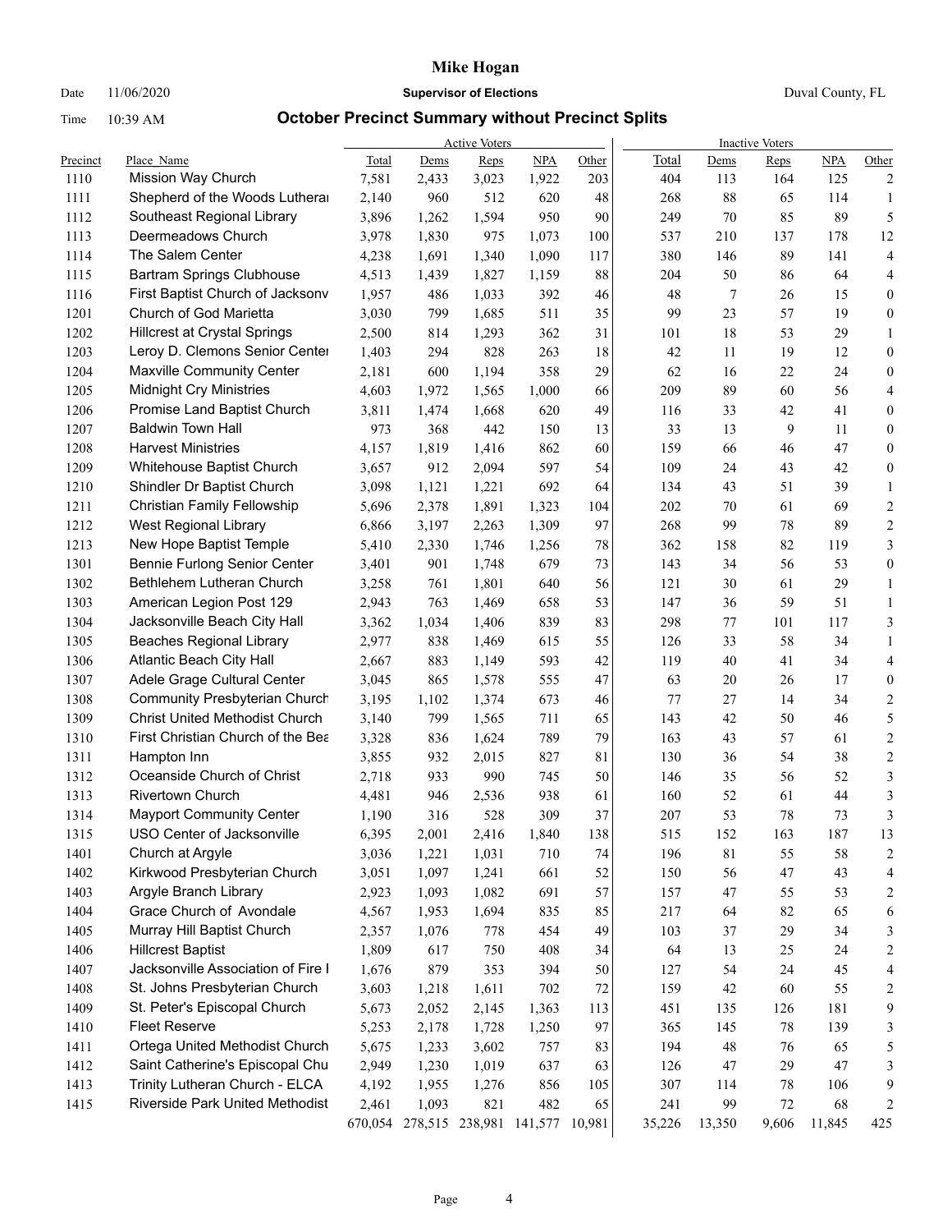# Mike Hogan

Date 11/06/2020 **Supervisor of Elections** Duval County, FL

Time 10:39 AM **October Precinct Summary without Precinct Splits**

| Precinct | Place_Name | Active Voters Total | Active Dems | Active Reps | Active NPA | Active Other | Inactive Voters Total | Inactive Dems | Inactive Reps | Inactive NPA | Inactive Other |
|---|---|---|---|---|---|---|---|---|---|---|---|
| 1110 | Mission Way Church | 7,581 | 2,433 | 3,023 | 1,922 | 203 | 404 | 113 | 164 | 125 | 2 |
| 1111 | Shepherd of the Woods Lutherai | 2,140 | 960 | 512 | 620 | 48 | 268 | 88 | 65 | 114 | 1 |
| 1112 | Southeast Regional Library | 3,896 | 1,262 | 1,594 | 950 | 90 | 249 | 70 | 85 | 89 | 5 |
| 1113 | Deermeadows Church | 3,978 | 1,830 | 975 | 1,073 | 100 | 537 | 210 | 137 | 178 | 12 |
| 1114 | The Salem Center | 4,238 | 1,691 | 1,340 | 1,090 | 117 | 380 | 146 | 89 | 141 | 4 |
| 1115 | Bartram Springs Clubhouse | 4,513 | 1,439 | 1,827 | 1,159 | 88 | 204 | 50 | 86 | 64 | 4 |
| 1116 | First Baptist Church of Jacksonv | 1,957 | 486 | 1,033 | 392 | 46 | 48 | 7 | 26 | 15 | 0 |
| 1201 | Church of God Marietta | 3,030 | 799 | 1,685 | 511 | 35 | 99 | 23 | 57 | 19 | 0 |
| 1202 | Hillcrest at Crystal Springs | 2,500 | 814 | 1,293 | 362 | 31 | 101 | 18 | 53 | 29 | 1 |
| 1203 | Leroy D. Clemons Senior Center | 1,403 | 294 | 828 | 263 | 18 | 42 | 11 | 19 | 12 | 0 |
| 1204 | Maxville Community Center | 2,181 | 600 | 1,194 | 358 | 29 | 62 | 16 | 22 | 24 | 0 |
| 1205 | Midnight Cry Ministries | 4,603 | 1,972 | 1,565 | 1,000 | 66 | 209 | 89 | 60 | 56 | 4 |
| 1206 | Promise Land Baptist Church | 3,811 | 1,474 | 1,668 | 620 | 49 | 116 | 33 | 42 | 41 | 0 |
| 1207 | Baldwin Town Hall | 973 | 368 | 442 | 150 | 13 | 33 | 13 | 9 | 11 | 0 |
| 1208 | Harvest Ministries | 4,157 | 1,819 | 1,416 | 862 | 60 | 159 | 66 | 46 | 47 | 0 |
| 1209 | Whitehouse Baptist Church | 3,657 | 912 | 2,094 | 597 | 54 | 109 | 24 | 43 | 42 | 0 |
| 1210 | Shindler Dr Baptist Church | 3,098 | 1,121 | 1,221 | 692 | 64 | 134 | 43 | 51 | 39 | 1 |
| 1211 | Christian Family Fellowship | 5,696 | 2,378 | 1,891 | 1,323 | 104 | 202 | 70 | 61 | 69 | 2 |
| 1212 | West Regional Library | 6,866 | 3,197 | 2,263 | 1,309 | 97 | 268 | 99 | 78 | 89 | 2 |
| 1213 | New Hope Baptist Temple | 5,410 | 2,330 | 1,746 | 1,256 | 78 | 362 | 158 | 82 | 119 | 3 |
| 1301 | Bennie Furlong Senior Center | 3,401 | 901 | 1,748 | 679 | 73 | 143 | 34 | 56 | 53 | 0 |
| 1302 | Bethlehem Lutheran Church | 3,258 | 761 | 1,801 | 640 | 56 | 121 | 30 | 61 | 29 | 1 |
| 1303 | American Legion Post 129 | 2,943 | 763 | 1,469 | 658 | 53 | 147 | 36 | 59 | 51 | 1 |
| 1304 | Jacksonville Beach City Hall | 3,362 | 1,034 | 1,406 | 839 | 83 | 298 | 77 | 101 | 117 | 3 |
| 1305 | Beaches Regional Library | 2,977 | 838 | 1,469 | 615 | 55 | 126 | 33 | 58 | 34 | 1 |
| 1306 | Atlantic Beach City Hall | 2,667 | 883 | 1,149 | 593 | 42 | 119 | 40 | 41 | 34 | 4 |
| 1307 | Adele Grage Cultural Center | 3,045 | 865 | 1,578 | 555 | 47 | 63 | 20 | 26 | 17 | 0 |
| 1308 | Community Presbyterian Church | 3,195 | 1,102 | 1,374 | 673 | 46 | 77 | 27 | 14 | 34 | 2 |
| 1309 | Christ United Methodist Church | 3,140 | 799 | 1,565 | 711 | 65 | 143 | 42 | 50 | 46 | 5 |
| 1310 | First Christian Church of the Bea | 3,328 | 836 | 1,624 | 789 | 79 | 163 | 43 | 57 | 61 | 2 |
| 1311 | Hampton Inn | 3,855 | 932 | 2,015 | 827 | 81 | 130 | 36 | 54 | 38 | 2 |
| 1312 | Oceanside Church of Christ | 2,718 | 933 | 990 | 745 | 50 | 146 | 35 | 56 | 52 | 3 |
| 1313 | Rivertown Church | 4,481 | 946 | 2,536 | 938 | 61 | 160 | 52 | 61 | 44 | 3 |
| 1314 | Mayport Community Center | 1,190 | 316 | 528 | 309 | 37 | 207 | 53 | 78 | 73 | 3 |
| 1315 | USO Center of Jacksonville | 6,395 | 2,001 | 2,416 | 1,840 | 138 | 515 | 152 | 163 | 187 | 13 |
| 1401 | Church at Argyle | 3,036 | 1,221 | 1,031 | 710 | 74 | 196 | 81 | 55 | 58 | 2 |
| 1402 | Kirkwood Presbyterian Church | 3,051 | 1,097 | 1,241 | 661 | 52 | 150 | 56 | 47 | 43 | 4 |
| 1403 | Argyle Branch Library | 2,923 | 1,093 | 1,082 | 691 | 57 | 157 | 47 | 55 | 53 | 2 |
| 1404 | Grace Church of Avondale | 4,567 | 1,953 | 1,694 | 835 | 85 | 217 | 64 | 82 | 65 | 6 |
| 1405 | Murray Hill Baptist Church | 2,357 | 1,076 | 778 | 454 | 49 | 103 | 37 | 29 | 34 | 3 |
| 1406 | Hillcrest Baptist | 1,809 | 617 | 750 | 408 | 34 | 64 | 13 | 25 | 24 | 2 |
| 1407 | Jacksonville Association of Fire I | 1,676 | 879 | 353 | 394 | 50 | 127 | 54 | 24 | 45 | 4 |
| 1408 | St. Johns Presbyterian Church | 3,603 | 1,218 | 1,611 | 702 | 72 | 159 | 42 | 60 | 55 | 2 |
| 1409 | St. Peter's Episcopal Church | 5,673 | 2,052 | 2,145 | 1,363 | 113 | 451 | 135 | 126 | 181 | 9 |
| 1410 | Fleet Reserve | 5,253 | 2,178 | 1,728 | 1,250 | 97 | 365 | 145 | 78 | 139 | 3 |
| 1411 | Ortega United Methodist Church | 5,675 | 1,233 | 3,602 | 757 | 83 | 194 | 48 | 76 | 65 | 5 |
| 1412 | Saint Catherine's Episcopal Chu | 2,949 | 1,230 | 1,019 | 637 | 63 | 126 | 47 | 29 | 47 | 3 |
| 1413 | Trinity Lutheran Church - ELCA | 4,192 | 1,955 | 1,276 | 856 | 105 | 307 | 114 | 78 | 106 | 9 |
| 1415 | Riverside Park United Methodist | 2,461 | 1,093 | 821 | 482 | 65 | 241 | 99 | 72 | 68 | 2 |
| | | 670,054 | 278,515 | 238,981 | 141,577 | 10,981 | 35,226 | 13,350 | 9,606 | 11,845 | 425 |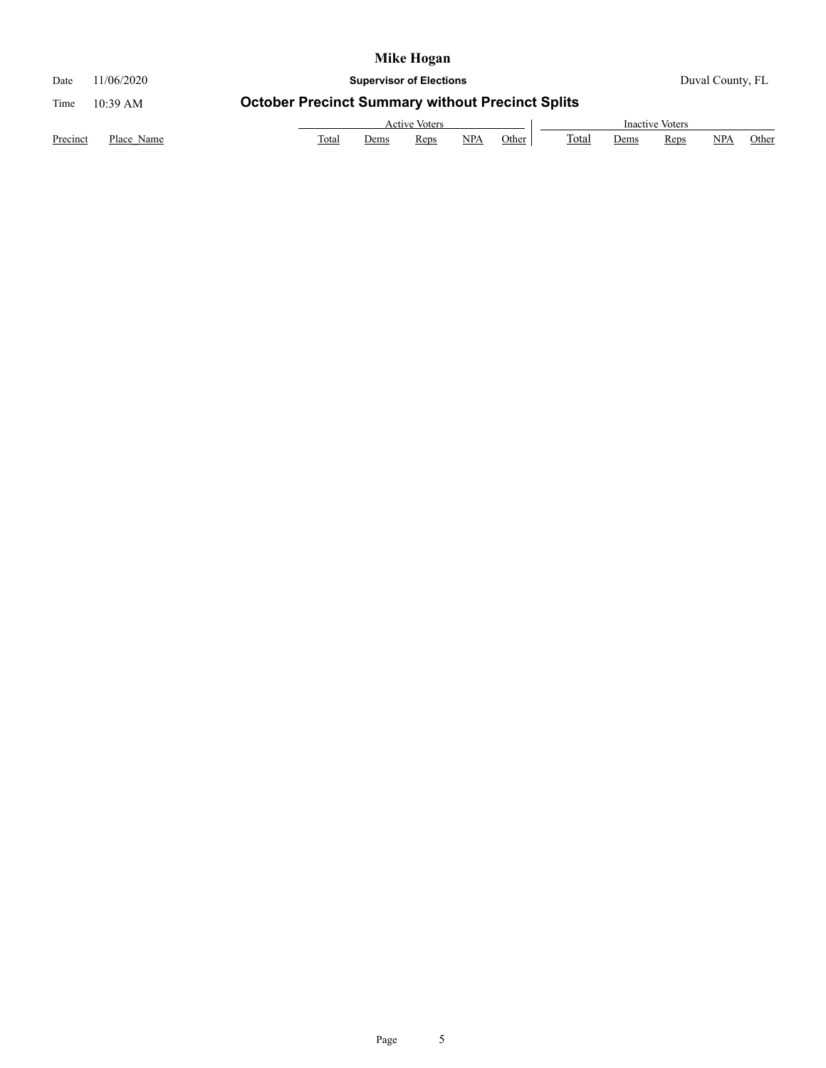**Mike Hogan**

Date 11/06/2020 **Supervisor of Elections** Duval County, FL

Time 10:39 AM

## October Precinct Summary without Precinct Splits

| | | Active Voters | | | | | Inactive Voters | | | | |
|---|---|---|---|---|---|---|---|---|---|---|---|
| Precinct | Place_Name | Total | Dems | Reps | NPA | Other | Total | Dems | Reps | NPA | Other |